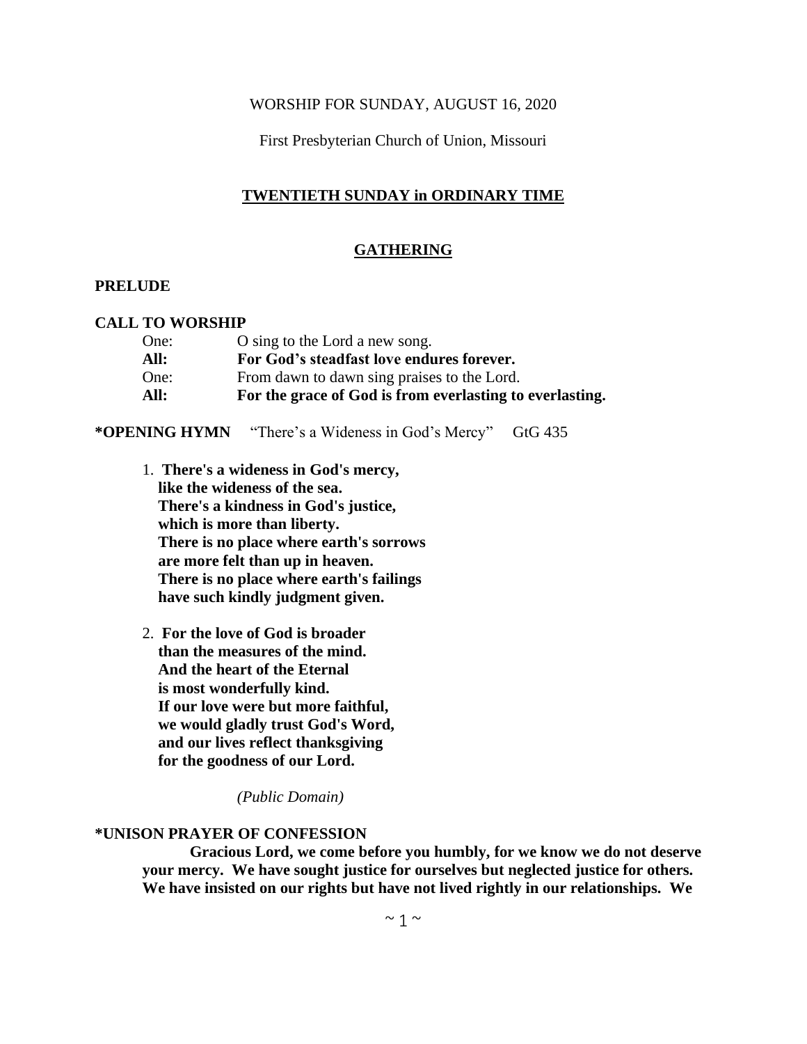WORSHIP FOR SUNDAY, AUGUST 16, 2020

First Presbyterian Church of Union, Missouri

# TWENTIETH SUNDAY in ORDINARY TIME

## GATHERING

**PRELUDE**

**CALL TO WORSHIP**

One: O sing to the Lord a new song.
**All: For God's steadfast love endures forever.**
One: From dawn to dawn sing praises to the Lord.
**All: For the grace of God is from everlasting to everlasting.**

**\*OPENING HYMN** "There's a Wideness in God's Mercy" GtG 435

1. **There's a wideness in God's mercy,
like the wideness of the sea.
There's a kindness in God's justice,
which is more than liberty.
There is no place where earth's sorrows
are more felt than up in heaven.
There is no place where earth's failings
have such kindly judgment given.**

2. **For the love of God is broader
than the measures of the mind.
And the heart of the Eternal
is most wonderfully kind.
If our love were but more faithful,
we would gladly trust God's Word,
and our lives reflect thanksgiving
for the goodness of our Lord.**

*(Public Domain)*

**\*UNISON PRAYER OF CONFESSION**

**Gracious Lord, we come before you humbly, for we know we do not deserve your mercy. We have sought justice for ourselves but neglected justice for others. We have insisted on our rights but have not lived rightly in our relationships. We**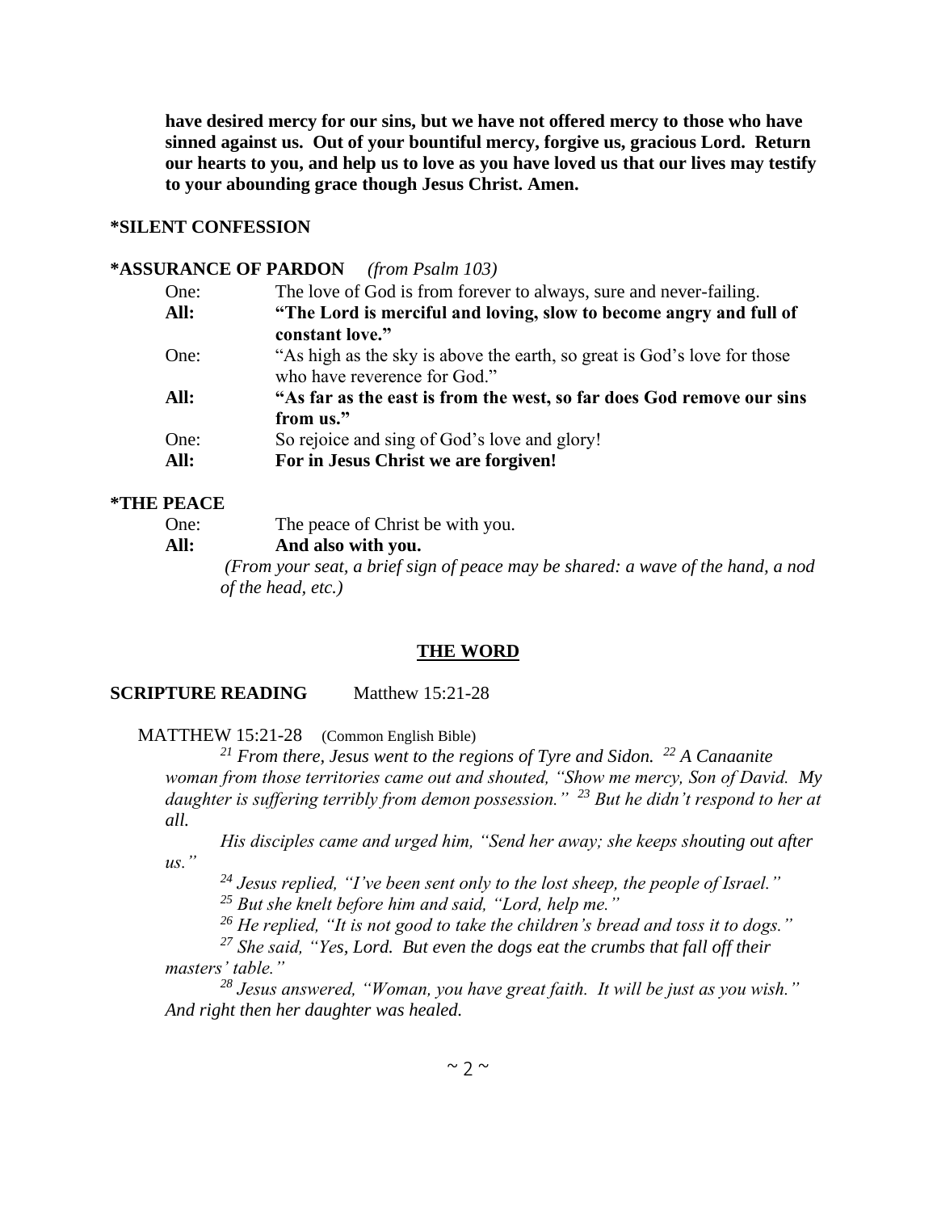**have desired mercy for our sins, but we have not offered mercy to those who have sinned against us. Out of your bountiful mercy, forgive us, gracious Lord. Return our hearts to you, and help us to love as you have loved us that our lives may testify to your abounding grace though Jesus Christ. Amen.**

**\*SILENT CONFESSION**

**\*ASSURANCE OF PARDON** *(from Psalm 103)*

One: The love of God is from forever to always, sure and never-failing.
**All: "The Lord is merciful and loving, slow to become angry and full of constant love."**
One: "As high as the sky is above the earth, so great is God's love for those who have reverence for God."
**All: "As far as the east is from the west, so far does God remove our sins from us."**
One: So rejoice and sing of God's love and glory!
**All: For in Jesus Christ we are forgiven!**

**\*THE PEACE**

One: The peace of Christ be with you.
**All: And also with you.**
*(From your seat, a brief sign of peace may be shared: a wave of the hand, a nod of the head, etc.)*

## THE WORD

**SCRIPTURE READING** Matthew 15:21-28

MATTHEW 15:21-28 (Common English Bible)

*[21] From there, Jesus went to the regions of Tyre and Sidon. [22] A Canaanite woman from those territories came out and shouted, "Show me mercy, Son of David. My daughter is suffering terribly from demon possession." [23] But he didn't respond to her at all.*

*His disciples came and urged him, "Send her away; she keeps shouting out after us."*

*[24] Jesus replied, "I've been sent only to the lost sheep, the people of Israel."*

*[25] But she knelt before him and said, "Lord, help me."*

*[26] He replied, "It is not good to take the children's bread and toss it to dogs."*

*[27] She said, "Yes, Lord. But even the dogs eat the crumbs that fall off their masters' table."*

*[28] Jesus answered, "Woman, you have great faith. It will be just as you wish." And right then her daughter was healed.*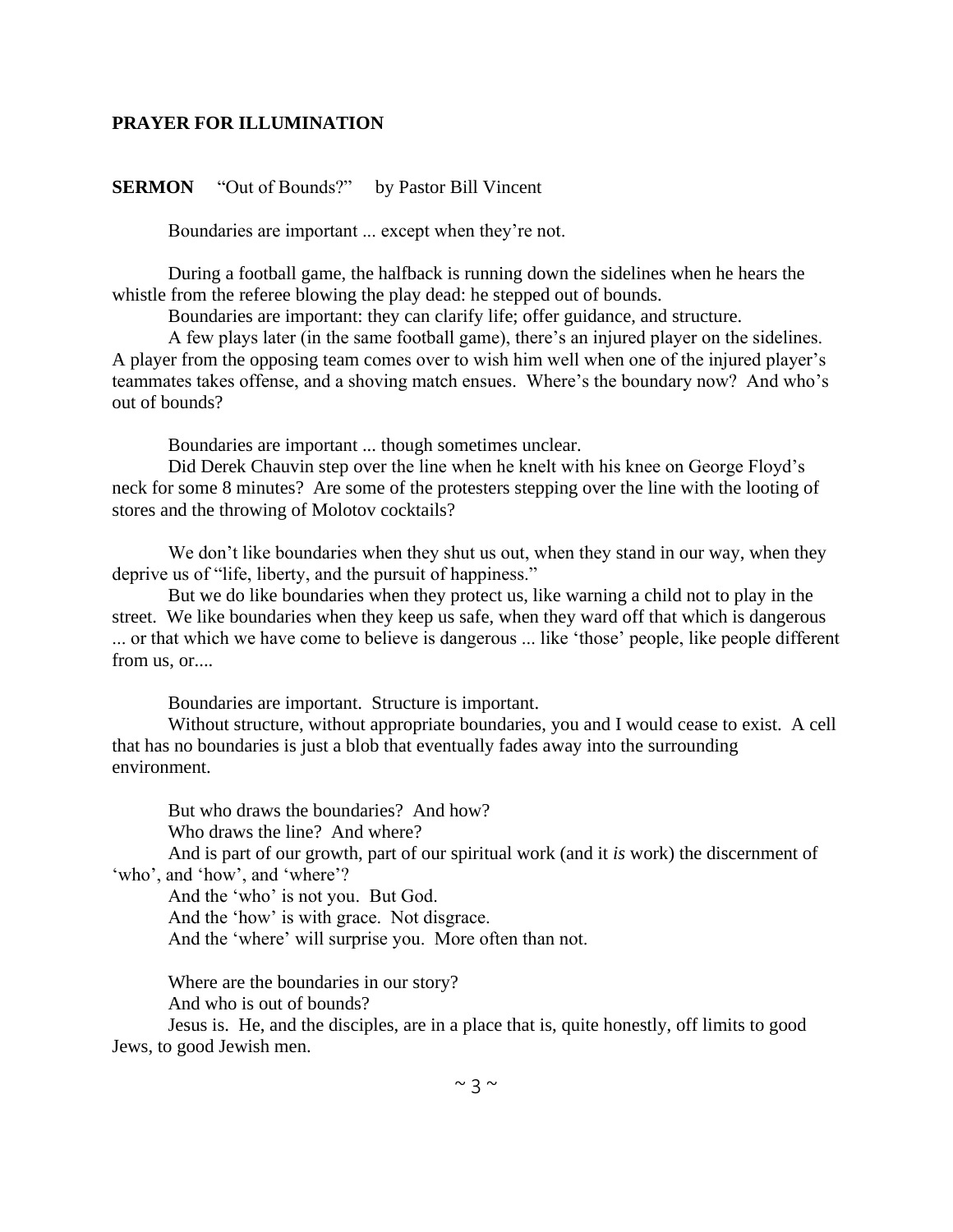**PRAYER FOR ILLUMINATION**

**SERMON** "Out of Bounds?" by Pastor Bill Vincent

Boundaries are important ... except when they're not.

During a football game, the halfback is running down the sidelines when he hears the whistle from the referee blowing the play dead: he stepped out of bounds.

Boundaries are important: they can clarify life; offer guidance, and structure.

A few plays later (in the same football game), there's an injured player on the sidelines. A player from the opposing team comes over to wish him well when one of the injured player's teammates takes offense, and a shoving match ensues. Where's the boundary now? And who's out of bounds?

Boundaries are important ... though sometimes unclear.

Did Derek Chauvin step over the line when he knelt with his knee on George Floyd's neck for some 8 minutes? Are some of the protesters stepping over the line with the looting of stores and the throwing of Molotov cocktails?

We don't like boundaries when they shut us out, when they stand in our way, when they deprive us of "life, liberty, and the pursuit of happiness."

But we do like boundaries when they protect us, like warning a child not to play in the street. We like boundaries when they keep us safe, when they ward off that which is dangerous ... or that which we have come to believe is dangerous ... like 'those' people, like people different from us, or....

Boundaries are important. Structure is important.

Without structure, without appropriate boundaries, you and I would cease to exist. A cell that has no boundaries is just a blob that eventually fades away into the surrounding environment.

But who draws the boundaries? And how?

Who draws the line? And where?

And is part of our growth, part of our spiritual work (and it *is* work) the discernment of 'who', and 'how', and 'where'?

And the 'who' is not you. But God.

And the 'how' is with grace. Not disgrace.

And the 'where' will surprise you. More often than not.

Where are the boundaries in our story?

And who is out of bounds?

Jesus is. He, and the disciples, are in a place that is, quite honestly, off limits to good Jews, to good Jewish men.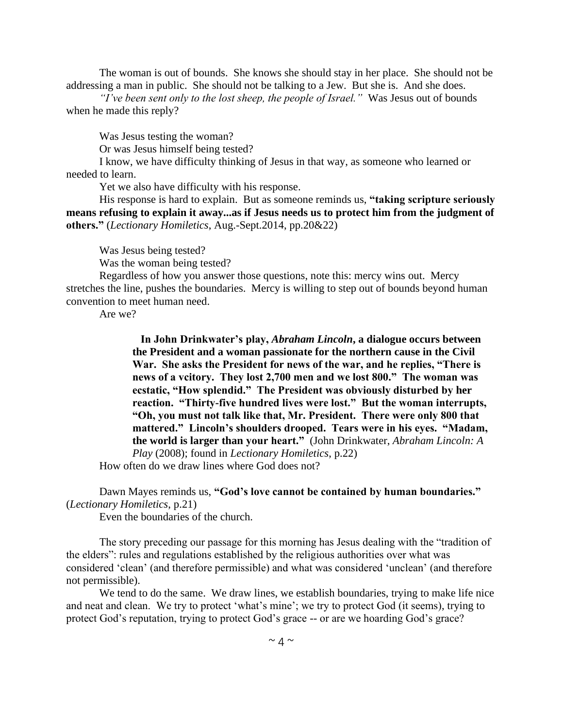The woman is out of bounds. She knows she should stay in her place. She should not be addressing a man in public. She should not be talking to a Jew. But she is. And she does.

*"I've been sent only to the lost sheep, the people of Israel."* Was Jesus out of bounds when he made this reply?

Was Jesus testing the woman?

Or was Jesus himself being tested?

I know, we have difficulty thinking of Jesus in that way, as someone who learned or needed to learn.

Yet we also have difficulty with his response.

His response is hard to explain. But as someone reminds us, **"taking scripture seriously means refusing to explain it away...as if Jesus needs us to protect him from the judgment of others."** (*Lectionary Homiletics*, Aug.-Sept.2014, pp.20&22)

Was Jesus being tested?

Was the woman being tested?

Regardless of how you answer those questions, note this: mercy wins out. Mercy stretches the line, pushes the boundaries. Mercy is willing to step out of bounds beyond human convention to meet human need.

Are we?

> **In John Drinkwater's play, *Abraham Lincoln*, a dialogue occurs between the President and a woman passionate for the northern cause in the Civil War. She asks the President for news of the war, and he replies, "There is news of a vcitory. They lost 2,700 men and we lost 800." The woman was ecstatic, "How splendid." The President was obviously disturbed by her reaction. "Thirty-five hundred lives were lost." But the woman interrupts, "Oh, you must not talk like that, Mr. President. There were only 800 that mattered." Lincoln's shoulders drooped. Tears were in his eyes. "Madam, the world is larger than your heart."** (John Drinkwater, *Abraham Lincoln: A Play* (2008); found in *Lectionary Homiletics*, p.22)

How often do we draw lines where God does not?

Dawn Mayes reminds us, **"God's love cannot be contained by human boundaries."** (*Lectionary Homiletics*, p.21)

Even the boundaries of the church.

The story preceding our passage for this morning has Jesus dealing with the "tradition of the elders": rules and regulations established by the religious authorities over what was considered 'clean' (and therefore permissible) and what was considered 'unclean' (and therefore not permissible).

We tend to do the same. We draw lines, we establish boundaries, trying to make life nice and neat and clean. We try to protect 'what's mine'; we try to protect God (it seems), trying to protect God's reputation, trying to protect God's grace -- or are we hoarding God's grace?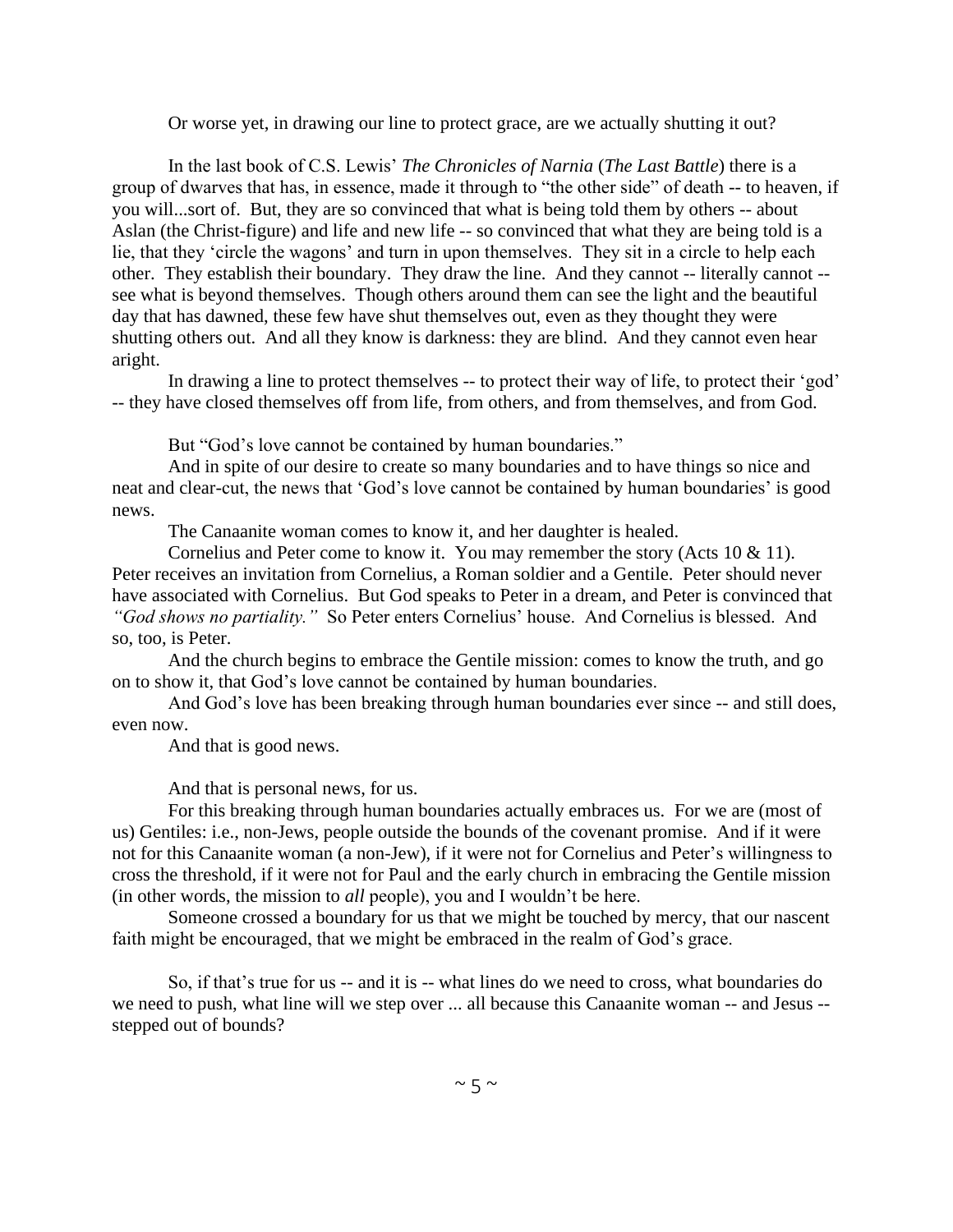Or worse yet, in drawing our line to protect grace, are we actually shutting it out?

In the last book of C.S. Lewis' *The Chronicles of Narnia* (*The Last Battle*) there is a group of dwarves that has, in essence, made it through to "the other side" of death -- to heaven, if you will...sort of. But, they are so convinced that what is being told them by others -- about Aslan (the Christ-figure) and life and new life -- so convinced that what they are being told is a lie, that they 'circle the wagons' and turn in upon themselves. They sit in a circle to help each other. They establish their boundary. They draw the line. And they cannot -- literally cannot -- see what is beyond themselves. Though others around them can see the light and the beautiful day that has dawned, these few have shut themselves out, even as they thought they were shutting others out. And all they know is darkness: they are blind. And they cannot even hear aright.

In drawing a line to protect themselves -- to protect their way of life, to protect their 'god' -- they have closed themselves off from life, from others, and from themselves, and from God.

But "God's love cannot be contained by human boundaries."

And in spite of our desire to create so many boundaries and to have things so nice and neat and clear-cut, the news that 'God's love cannot be contained by human boundaries' is good news.

The Canaanite woman comes to know it, and her daughter is healed.

Cornelius and Peter come to know it. You may remember the story (Acts 10 & 11). Peter receives an invitation from Cornelius, a Roman soldier and a Gentile. Peter should never have associated with Cornelius. But God speaks to Peter in a dream, and Peter is convinced that *"God shows no partiality."* So Peter enters Cornelius' house. And Cornelius is blessed. And so, too, is Peter.

And the church begins to embrace the Gentile mission: comes to know the truth, and go on to show it, that God's love cannot be contained by human boundaries.

And God's love has been breaking through human boundaries ever since -- and still does, even now.

And that is good news.

And that is personal news, for us.

For this breaking through human boundaries actually embraces us. For we are (most of us) Gentiles: i.e., non-Jews, people outside the bounds of the covenant promise. And if it were not for this Canaanite woman (a non-Jew), if it were not for Cornelius and Peter's willingness to cross the threshold, if it were not for Paul and the early church in embracing the Gentile mission (in other words, the mission to *all* people), you and I wouldn't be here.

Someone crossed a boundary for us that we might be touched by mercy, that our nascent faith might be encouraged, that we might be embraced in the realm of God's grace.

So, if that's true for us -- and it is -- what lines do we need to cross, what boundaries do we need to push, what line will we step over ... all because this Canaanite woman -- and Jesus -- stepped out of bounds?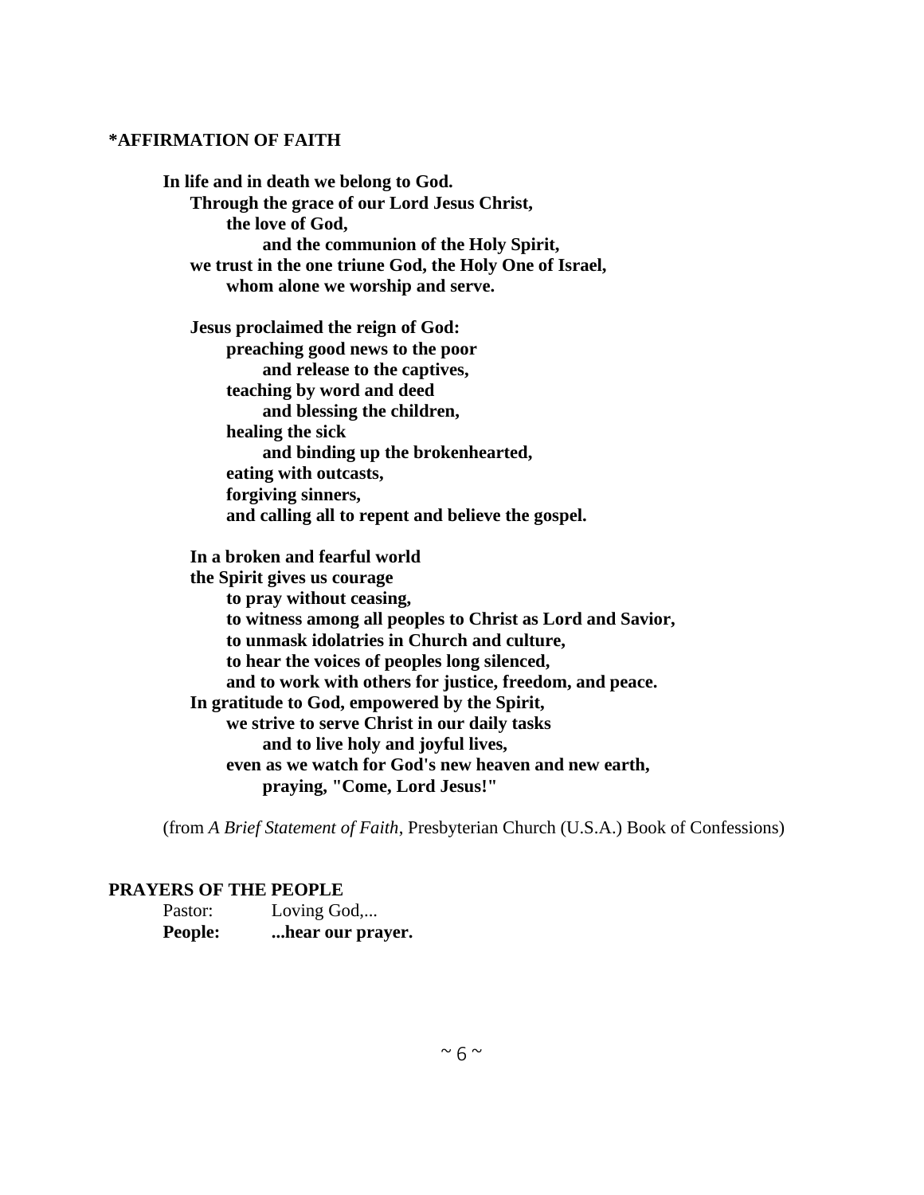### *AFFIRMATION OF FAITH

**In life and in death we belong to God.**
**Through the grace of our Lord Jesus Christ,**
**the love of God,**
**and the communion of the Holy Spirit,**
**we trust in the one triune God, the Holy One of Israel,**
**whom alone we worship and serve.**

**Jesus proclaimed the reign of God:**
**preaching good news to the poor**
**and release to the captives,**
**teaching by word and deed**
**and blessing the children,**
**healing the sick**
**and binding up the brokenhearted,**
**eating with outcasts,**
**forgiving sinners,**
**and calling all to repent and believe the gospel.**

**In a broken and fearful world**
**the Spirit gives us courage**
**to pray without ceasing,**
**to witness among all peoples to Christ as Lord and Savior,**
**to unmask idolatries in Church and culture,**
**to hear the voices of peoples long silenced,**
**and to work with others for justice, freedom, and peace.**
**In gratitude to God, empowered by the Spirit,**
**we strive to serve Christ in our daily tasks**
**and to live holy and joyful lives,**
**even as we watch for God's new heaven and new earth,**
**praying, "Come, Lord Jesus!"**

(from *A Brief Statement of Faith*, Presbyterian Church (U.S.A.) Book of Confessions)

### PRAYERS OF THE PEOPLE

Pastor: Loving God,...
**People: ...hear our prayer.**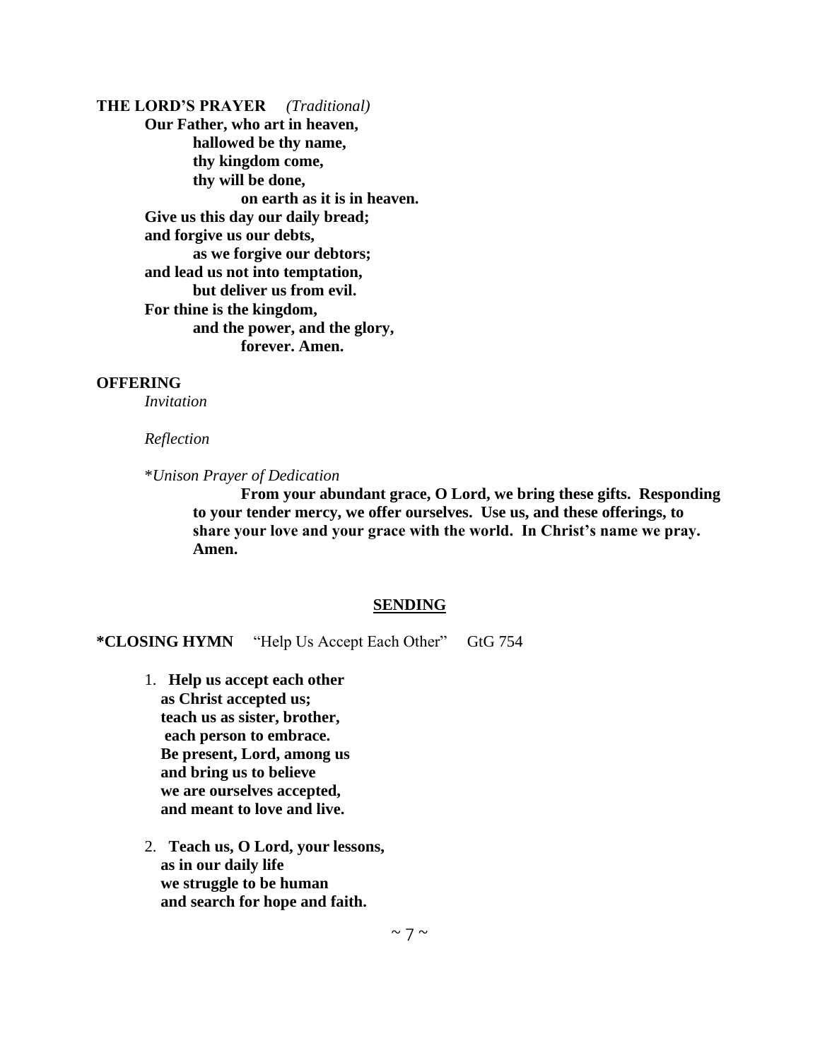**THE LORD'S PRAYER** *(Traditional)*

**Our Father, who art in heaven,**
**hallowed be thy name,**
**thy kingdom come,**
**thy will be done,**
**on earth as it is in heaven.**
**Give us this day our daily bread;**
**and forgive us our debts,**
**as we forgive our debtors;**
**and lead us not into temptation,**
**but deliver us from evil.**
**For thine is the kingdom,**
**and the power, and the glory,**
**forever. Amen.**

**OFFERING**

*Invitation*

*Reflection*

\**Unison Prayer of Dedication*

**From your abundant grace, O Lord, we bring these gifts. Responding to your tender mercy, we offer ourselves. Use us, and these offerings, to share your love and your grace with the world. In Christ's name we pray. Amen.**

## SENDING

**\*CLOSING HYMN** "Help Us Accept Each Other" GtG 754

1. **Help us accept each other**
**as Christ accepted us;**
**teach us as sister, brother,**
**each person to embrace.**
**Be present, Lord, among us**
**and bring us to believe**
**we are ourselves accepted,**
**and meant to love and live.**

2. **Teach us, O Lord, your lessons,**
**as in our daily life**
**we struggle to be human**
**and search for hope and faith.**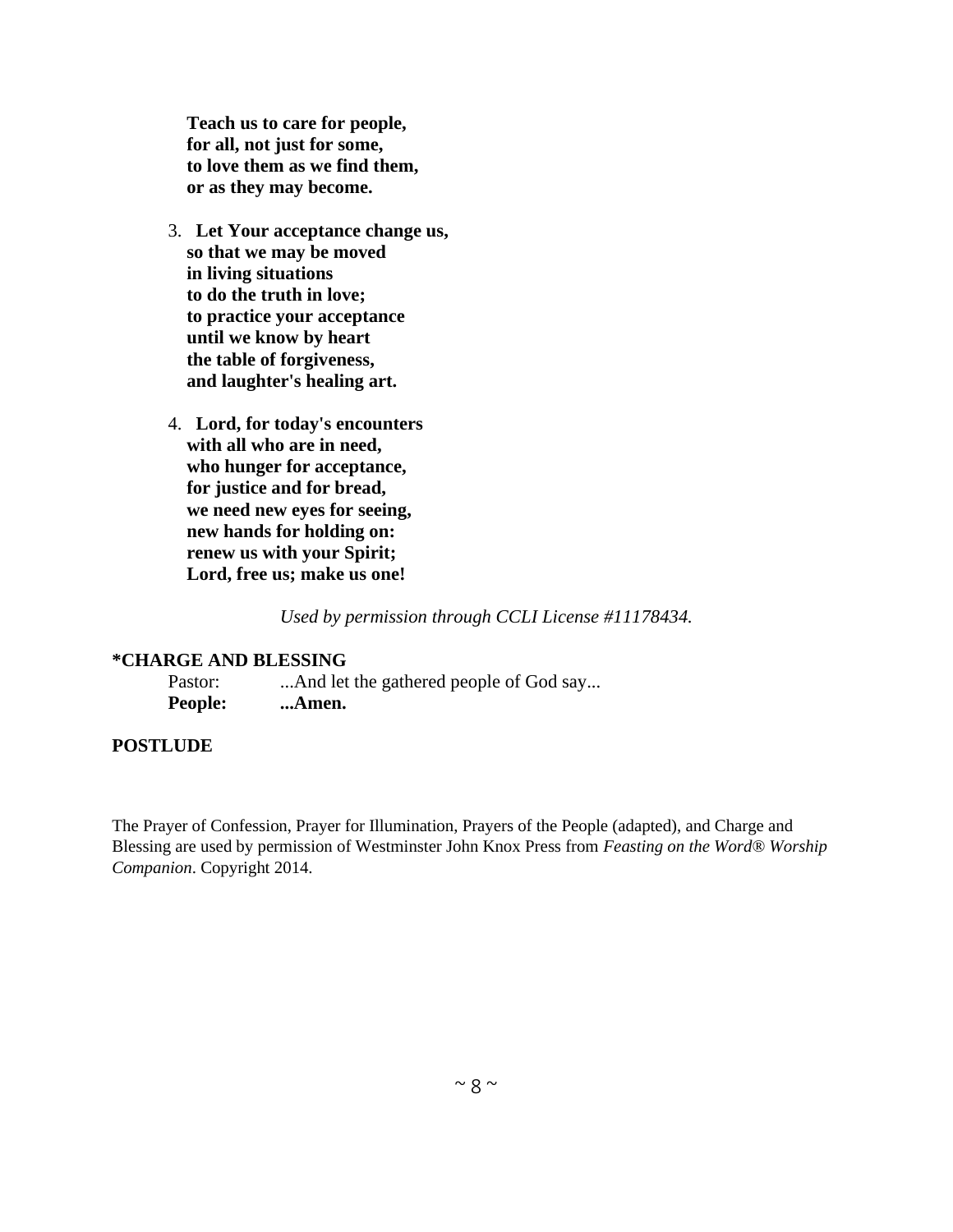**Teach us to care for people,**
**for all, not just for some,**
**to love them as we find them,**
**or as they may become.**

3. **Let Your acceptance change us,**
**so that we may be moved**
**in living situations**
**to do the truth in love;**
**to practice your acceptance**
**until we know by heart**
**the table of forgiveness,**
**and laughter's healing art.**

4. **Lord, for today's encounters**
**with all who are in need,**
**who hunger for acceptance,**
**for justice and for bread,**
**we need new eyes for seeing,**
**new hands for holding on:**
**renew us with your Spirit;**
**Lord, free us; make us one!**

*Used by permission through CCLI License #11178434.*

**\*CHARGE AND BLESSING**

Pastor: ...And let the gathered people of God say...
**People: ...Amen.**

**POSTLUDE**

The Prayer of Confession, Prayer for Illumination, Prayers of the People (adapted), and Charge and Blessing are used by permission of Westminster John Knox Press from *Feasting on the Word® Worship Companion*. Copyright 2014.